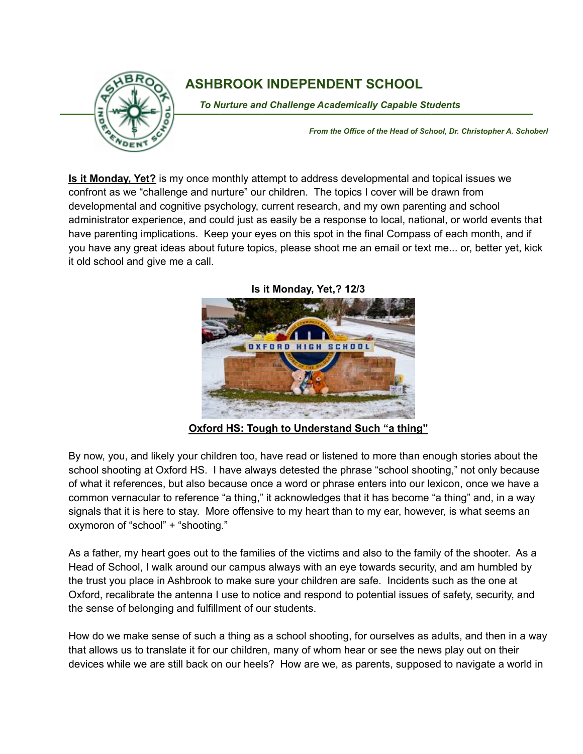# ASHBROOK INDEPENDENT SCHOOL

***To Nurture and Challenge Academically Capable Students***

*From the Office of the Head of School, Dr. Christopher A. Schoberl*

**Is it Monday, Yet?** is my once monthly attempt to address developmental and topical issues we confront as we "challenge and nurture" our children. The topics I cover will be drawn from developmental and cognitive psychology, current research, and my own parenting and school administrator experience, and could just as easily be a response to local, national, or world events that have parenting implications. Keep your eyes on this spot in the final Compass of each month, and if you have any great ideas about future topics, please shoot me an email or text me... or, better yet, kick it old school and give me a call.

**Is it Monday, Yet,? 12/3**

**Oxford HS: Tough to Understand Such "a thing"**

By now, you, and likely your children too, have read or listened to more than enough stories about the school shooting at Oxford HS. I have always detested the phrase "school shooting," not only because of what it references, but also because once a word or phrase enters into our lexicon, once we have a common vernacular to reference "a thing," it acknowledges that it has become "a thing" and, in a way signals that it is here to stay. More offensive to my heart than to my ear, however, is what seems an oxymoron of "school" + "shooting."

As a father, my heart goes out to the families of the victims and also to the family of the shooter. As a Head of School, I walk around our campus always with an eye towards security, and am humbled by the trust you place in Ashbrook to make sure your children are safe. Incidents such as the one at Oxford, recalibrate the antenna I use to notice and respond to potential issues of safety, security, and the sense of belonging and fulfillment of our students.

How do we make sense of such a thing as a school shooting, for ourselves as adults, and then in a way that allows us to translate it for our children, many of whom hear or see the news play out on their devices while we are still back on our heels? How are we, as parents, supposed to navigate a world in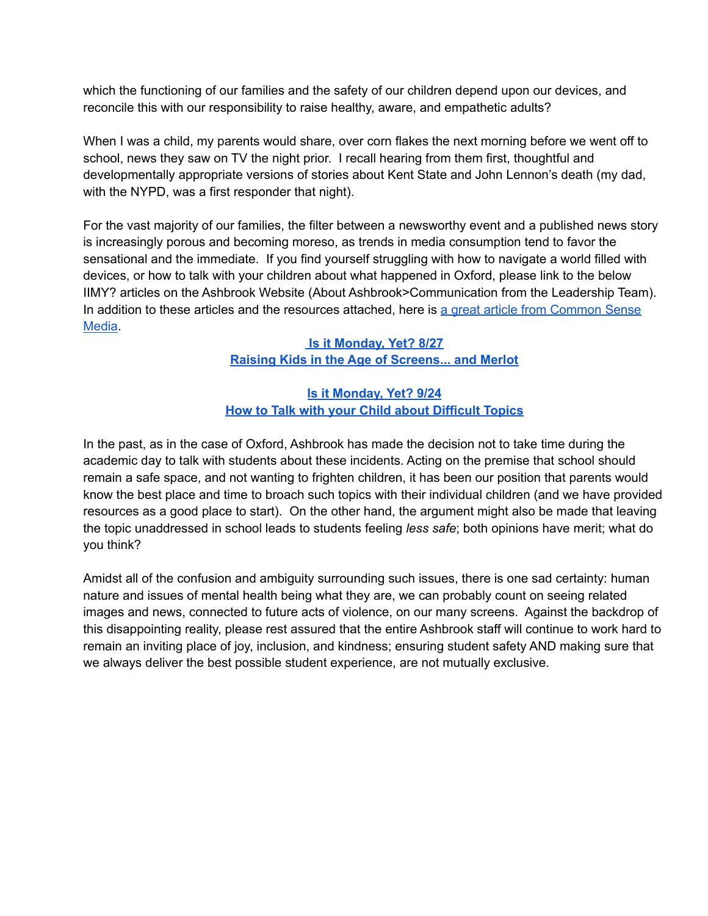which the functioning of our families and the safety of our children depend upon our devices, and reconcile this with our responsibility to raise healthy, aware, and empathetic adults?

When I was a child, my parents would share, over corn flakes the next morning before we went off to school, news they saw on TV the night prior. I recall hearing from them first, thoughtful and developmentally appropriate versions of stories about Kent State and John Lennon's death (my dad, with the NYPD, was a first responder that night).

For the vast majority of our families, the filter between a newsworthy event and a published news story is increasingly porous and becoming moreso, as trends in media consumption tend to favor the sensational and the immediate. If you find yourself struggling with how to navigate a world filled with devices, or how to talk with your children about what happened in Oxford, please link to the below IIMY? articles on the Ashbrook Website (About Ashbrook>Communication from the Leadership Team). In addition to these articles and the resources attached, here is a great article from Common Sense Media.

**Is it Monday, Yet? 8/27**
**Raising Kids in the Age of Screens... and Merlot**

**Is it Monday, Yet? 9/24**
**How to Talk with your Child about Difficult Topics**

In the past, as in the case of Oxford, Ashbrook has made the decision not to take time during the academic day to talk with students about these incidents. Acting on the premise that school should remain a safe space, and not wanting to frighten children, it has been our position that parents would know the best place and time to broach such topics with their individual children (and we have provided resources as a good place to start). On the other hand, the argument might also be made that leaving the topic unaddressed in school leads to students feeling *less safe*; both opinions have merit; what do you think?

Amidst all of the confusion and ambiguity surrounding such issues, there is one sad certainty: human nature and issues of mental health being what they are, we can probably count on seeing related images and news, connected to future acts of violence, on our many screens. Against the backdrop of this disappointing reality, please rest assured that the entire Ashbrook staff will continue to work hard to remain an inviting place of joy, inclusion, and kindness; ensuring student safety AND making sure that we always deliver the best possible student experience, are not mutually exclusive.